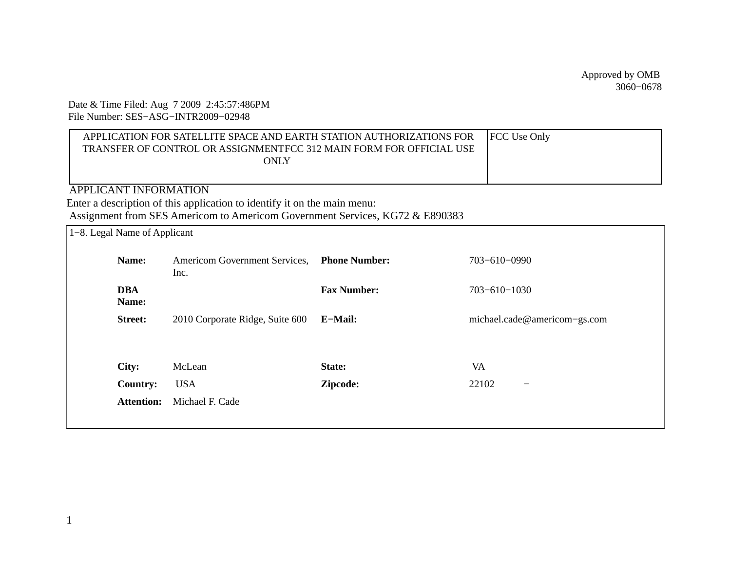Approved by OMB
3060−0678

Date & Time Filed: Aug 7 2009 2:45:57:486PM
File Number: SES−ASG−INTR2009−02948

| APPLICATION FOR SATELLITE SPACE AND EARTH STATION AUTHORIZATIONS FOR TRANSFER OF CONTROL OR ASSIGNMENTFCC 312 MAIN FORM FOR OFFICIAL USE ONLY | FCC Use Only |
|---|---|

APPLICANT INFORMATION

Enter a description of this application to identify it on the main menu:
Assignment from SES Americom to Americom Government Services, KG72 & E890383

1−8. Legal Name of Applicant

| | | | |
|---|---|---|---|
| **Name:** | Americom Government Services, Inc. | **Phone Number:** | 703−610−0990 |
| **DBA Name:** | | **Fax Number:** | 703−610−1030 |
| **Street:** | 2010 Corporate Ridge, Suite 600 | **E−Mail:** | michael.cade@americom−gs.com |
| **City:** | McLean | **State:** | VA |
| **Country:** | USA | **Zipcode:** | 22102 − |
| **Attention:** | Michael F. Cade | | |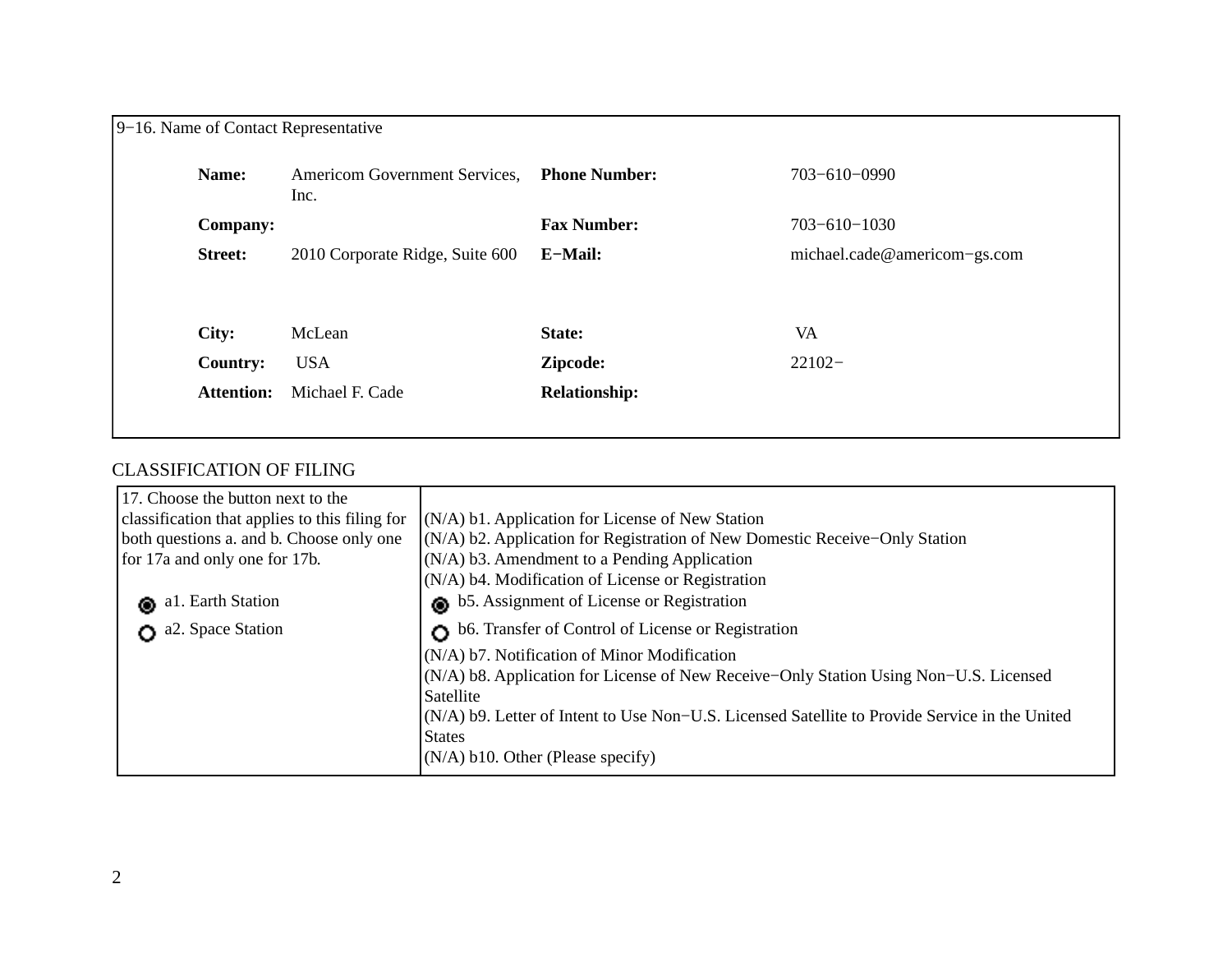9−16. Name of Contact Representative

| | | | |
|---|---|---|---|
| **Name:** | Americom Government Services, Inc. | **Phone Number:** | 703−610−0990 |
| **Company:** | | **Fax Number:** | 703−610−1030 |
| **Street:** | 2010 Corporate Ridge, Suite 600 | **E−Mail:** | michael.cade@americom−gs.com |
| **City:** | McLean | **State:** | VA |
| **Country:** | USA | **Zipcode:** | 22102− |
| **Attention:** | Michael F. Cade | **Relationship:** | |

CLASSIFICATION OF FILING

| 17. Choose the button next to the classification that applies to this filing for both questions a. and b. Choose only one for 17a and only one for 17b. | |
|---|---|
| (●) a1. Earth Station<br>( ) a2. Space Station | (N/A) b1. Application for License of New Station<br>(N/A) b2. Application for Registration of New Domestic Receive−Only Station<br>(N/A) b3. Amendment to a Pending Application<br>(N/A) b4. Modification of License or Registration<br>(●) b5. Assignment of License or Registration<br>( ) b6. Transfer of Control of License or Registration<br>(N/A) b7. Notification of Minor Modification<br>(N/A) b8. Application for License of New Receive−Only Station Using Non−U.S. Licensed Satellite<br>(N/A) b9. Letter of Intent to Use Non−U.S. Licensed Satellite to Provide Service in the United States<br>(N/A) b10. Other (Please specify) |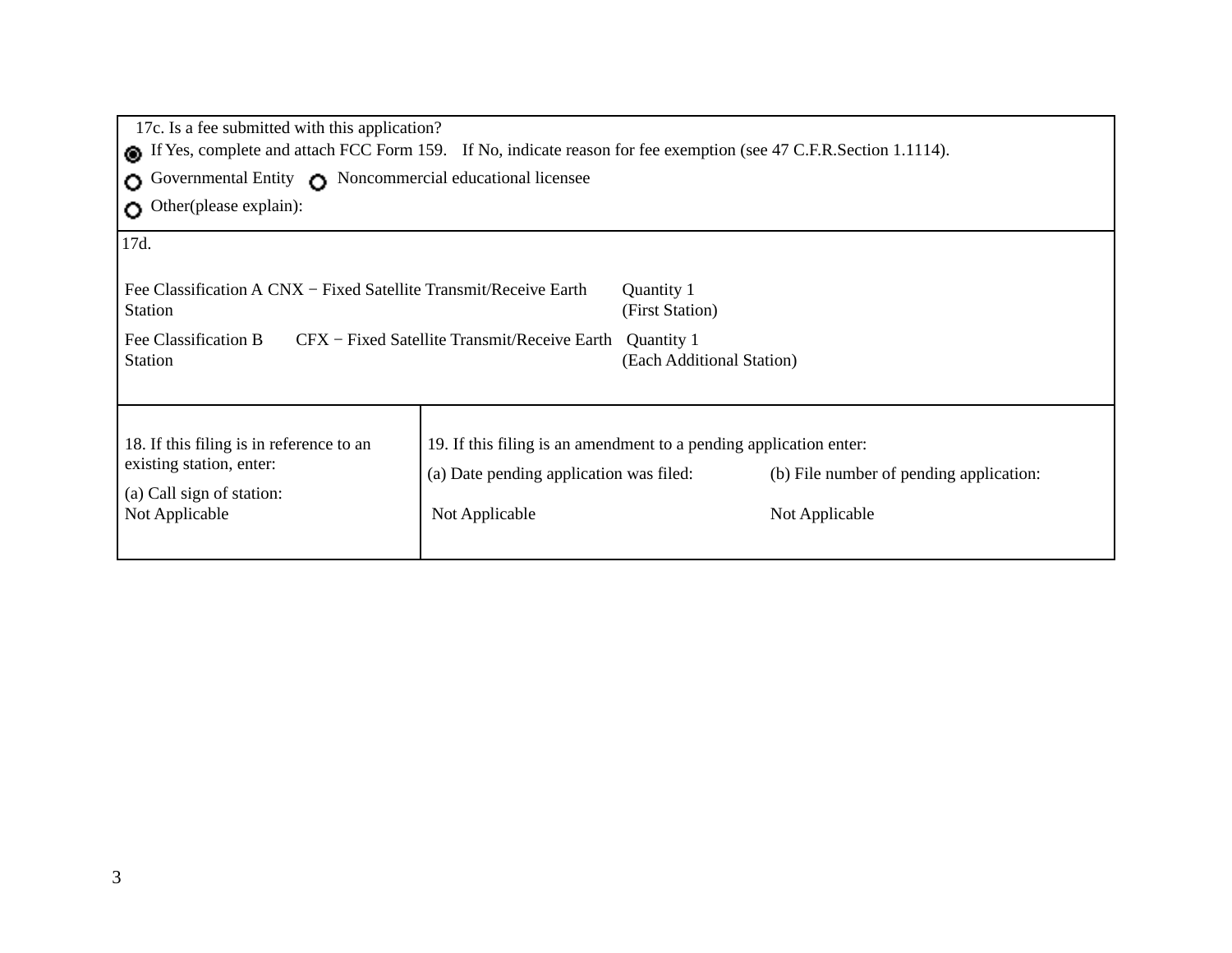17c. Is a fee submitted with this application?

- [x] If Yes, complete and attach FCC Form 159.    If No, indicate reason for fee exemption (see 47 C.F.R.Section 1.1114).
- [ ] Governmental Entity
- [ ] Noncommercial educational licensee
- [ ] Other(please explain):

17d.

| Fee Classification | Description | Quantity |
|---|---|---|
| Fee Classification A | CNX − Fixed Satellite Transmit/Receive Earth Station | Quantity 1 (First Station) |
| Fee Classification B | CFX − Fixed Satellite Transmit/Receive Earth Station | Quantity 1 (Each Additional Station) |

| 18. If this filing is in reference to an existing station, enter: | 19. If this filing is an amendment to a pending application enter: | |
|---|---|---|
| (a) Call sign of station: | (a) Date pending application was filed: | (b) File number of pending application: |
| Not Applicable | Not Applicable | Not Applicable |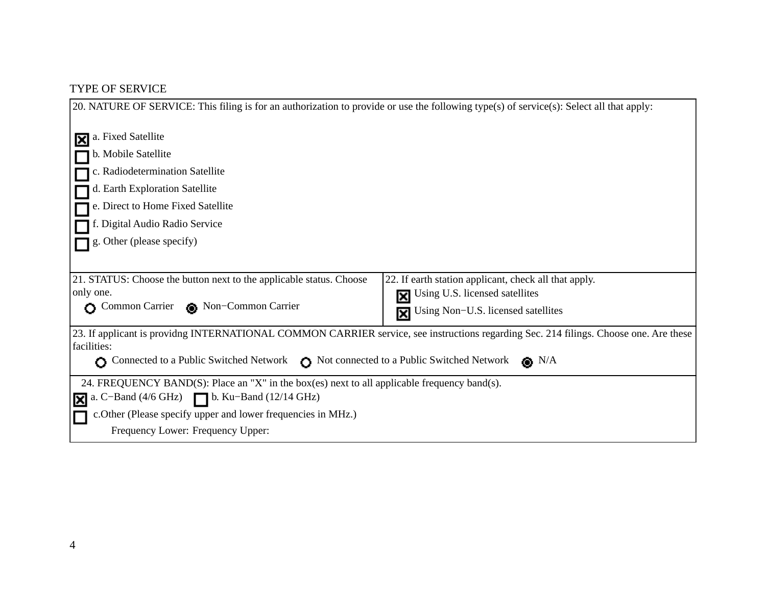TYPE OF SERVICE

20. NATURE OF SERVICE: This filing is for an authorization to provide or use the following type(s) of service(s): Select all that apply:

- [x] a. Fixed Satellite
- [ ] b. Mobile Satellite
- [ ] c. Radiodetermination Satellite
- [ ] d. Earth Exploration Satellite
- [ ] e. Direct to Home Fixed Satellite
- [ ] f. Digital Audio Radio Service
- [ ] g. Other (please specify)

21. STATUS: Choose the button next to the applicable status. Choose only one.

○ Common Carrier ◉ Non−Common Carrier

22. If earth station applicant, check all that apply.

- [x] Using U.S. licensed satellites
- [x] Using Non−U.S. licensed satellites

23. If applicant is providng INTERNATIONAL COMMON CARRIER service, see instructions regarding Sec. 214 filings. Choose one. Are these facilities:

○ Connected to a Public Switched Network ○ Not connected to a Public Switched Network ◉ N/A

24. FREQUENCY BAND(S): Place an "X" in the box(es) next to all applicable frequency band(s).

- [x] a. C−Band (4/6 GHz)
- [ ] b. Ku−Band (12/14 GHz)
- [ ] c.Other (Please specify upper and lower frequencies in MHz.)

Frequency Lower: Frequency Upper: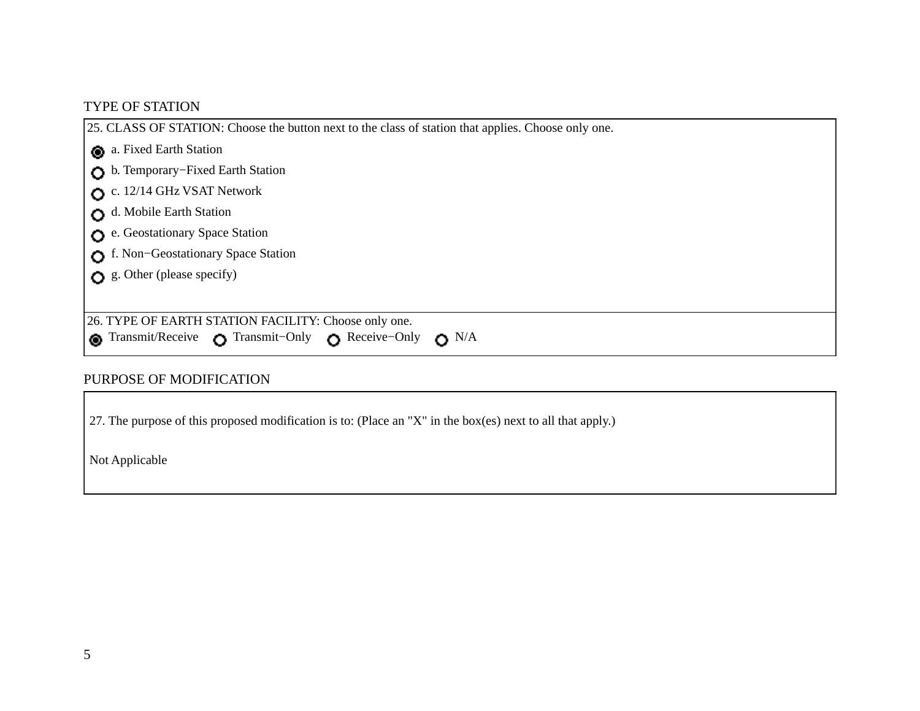## TYPE OF STATION

25. CLASS OF STATION: Choose the button next to the class of station that applies. Choose only one.

- (●) a. Fixed Earth Station
- ( ) b. Temporary−Fixed Earth Station
- ( ) c. 12/14 GHz VSAT Network
- ( ) d. Mobile Earth Station
- ( ) e. Geostationary Space Station
- ( ) f. Non−Geostationary Space Station
- ( ) g. Other (please specify)

26. TYPE OF EARTH STATION FACILITY: Choose only one.

(●) Transmit/Receive ( ) Transmit−Only ( ) Receive−Only ( ) N/A

## PURPOSE OF MODIFICATION

27. The purpose of this proposed modification is to: (Place an "X" in the box(es) next to all that apply.)

Not Applicable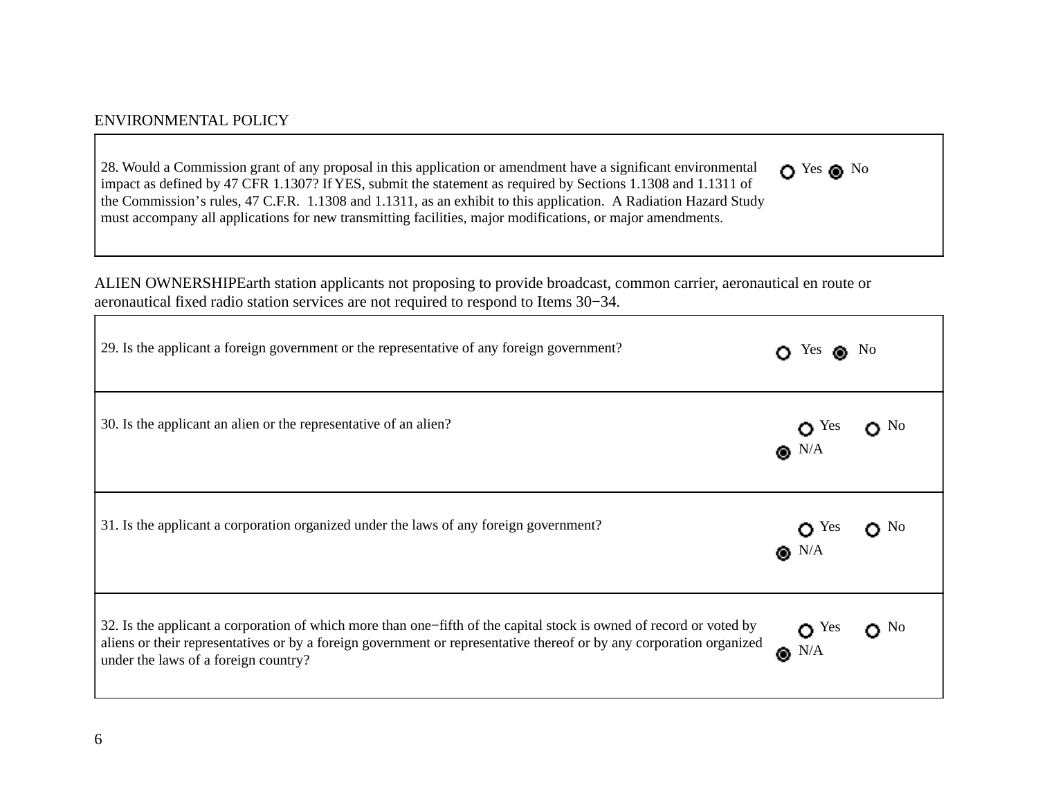ENVIRONMENTAL POLICY

| | |
|---|---|
| 28. Would a Commission grant of any proposal in this application or amendment have a significant environmental impact as defined by 47 CFR 1.1307? If YES, submit the statement as required by Sections 1.1308 and 1.1311 of the Commission's rules, 47 C.F.R. 1.1308 and 1.1311, as an exhibit to this application. A Radiation Hazard Study must accompany all applications for new transmitting facilities, major modifications, or major amendments. | ○ Yes ◉ No |

ALIEN OWNERSHIPEarth station applicants not proposing to provide broadcast, common carrier, aeronautical en route or aeronautical fixed radio station services are not required to respond to Items 30−34.

| | |
|---|---|
| 29. Is the applicant a foreign government or the representative of any foreign government? | ○ Yes ◉ No |
| 30. Is the applicant an alien or the representative of an alien? | ○ Yes ○ No ◉ N/A |
| 31. Is the applicant a corporation organized under the laws of any foreign government? | ○ Yes ○ No ◉ N/A |
| 32. Is the applicant a corporation of which more than one−fifth of the capital stock is owned of record or voted by aliens or their representatives or by a foreign government or representative thereof or by any corporation organized under the laws of a foreign country? | ○ Yes ○ No ◉ N/A |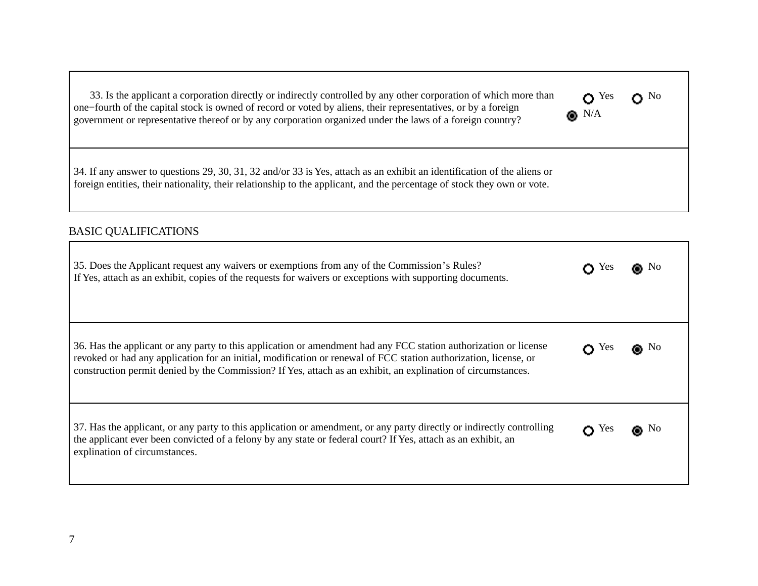| Question | Answer |
|---|---|
| 33. Is the applicant a corporation directly or indirectly controlled by any other corporation of which more than one−fourth of the capital stock is owned of record or voted by aliens, their representatives, or by a foreign government or representative thereof or by any corporation organized under the laws of a foreign country? | ○ Yes ○ No ◉ N/A |
| 34. If any answer to questions 29, 30, 31, 32 and/or 33 is Yes, attach as an exhibit an identification of the aliens or foreign entities, their nationality, their relationship to the applicant, and the percentage of stock they own or vote. | |

BASIC QUALIFICATIONS

| Question | Answer |
|---|---|
| 35. Does the Applicant request any waivers or exemptions from any of the Commission’s Rules? If Yes, attach as an exhibit, copies of the requests for waivers or exceptions with supporting documents. | ○ Yes ◉ No |
| 36. Has the applicant or any party to this application or amendment had any FCC station authorization or license revoked or had any application for an initial, modification or renewal of FCC station authorization, license, or construction permit denied by the Commission? If Yes, attach as an exhibit, an explination of circumstances. | ○ Yes ◉ No |
| 37. Has the applicant, or any party to this application or amendment, or any party directly or indirectly controlling the applicant ever been convicted of a felony by any state or federal court? If Yes, attach as an exhibit, an explination of circumstances. | ○ Yes ◉ No |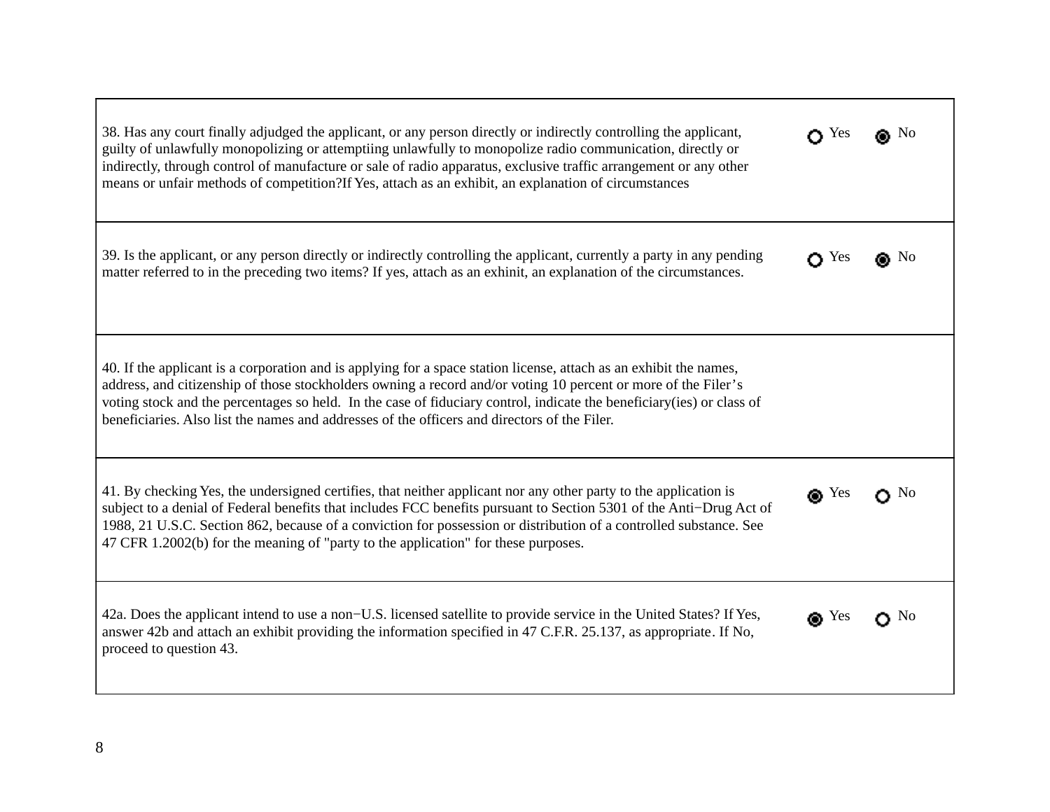| Question | Yes | No |
|---|---|---|
| 38. Has any court finally adjudged the applicant, or any person directly or indirectly controlling the applicant, guilty of unlawfully monopolizing or attemptiing unlawfully to monopolize radio communication, directly or indirectly, through control of manufacture or sale of radio apparatus, exclusive traffic arrangement or any other means or unfair methods of competition?If Yes, attach as an exhibit, an explanation of circumstances | ○ Yes | ◉ No |
| 39. Is the applicant, or any person directly or indirectly controlling the applicant, currently a party in any pending matter referred to in the preceding two items? If yes, attach as an exhinit, an explanation of the circumstances. | ○ Yes | ◉ No |
| 40. If the applicant is a corporation and is applying for a space station license, attach as an exhibit the names, address, and citizenship of those stockholders owning a record and/or voting 10 percent or more of the Filer's voting stock and the percentages so held. In the case of fiduciary control, indicate the beneficiary(ies) or class of beneficiaries. Also list the names and addresses of the officers and directors of the Filer. | | |
| 41. By checking Yes, the undersigned certifies, that neither applicant nor any other party to the application is subject to a denial of Federal benefits that includes FCC benefits pursuant to Section 5301 of the Anti−Drug Act of 1988, 21 U.S.C. Section 862, because of a conviction for possession or distribution of a controlled substance. See 47 CFR 1.2002(b) for the meaning of "party to the application" for these purposes. | ◉ Yes | ○ No |
| 42a. Does the applicant intend to use a non−U.S. licensed satellite to provide service in the United States? If Yes, answer 42b and attach an exhibit providing the information specified in 47 C.F.R. 25.137, as appropriate. If No, proceed to question 43. | ◉ Yes | ○ No |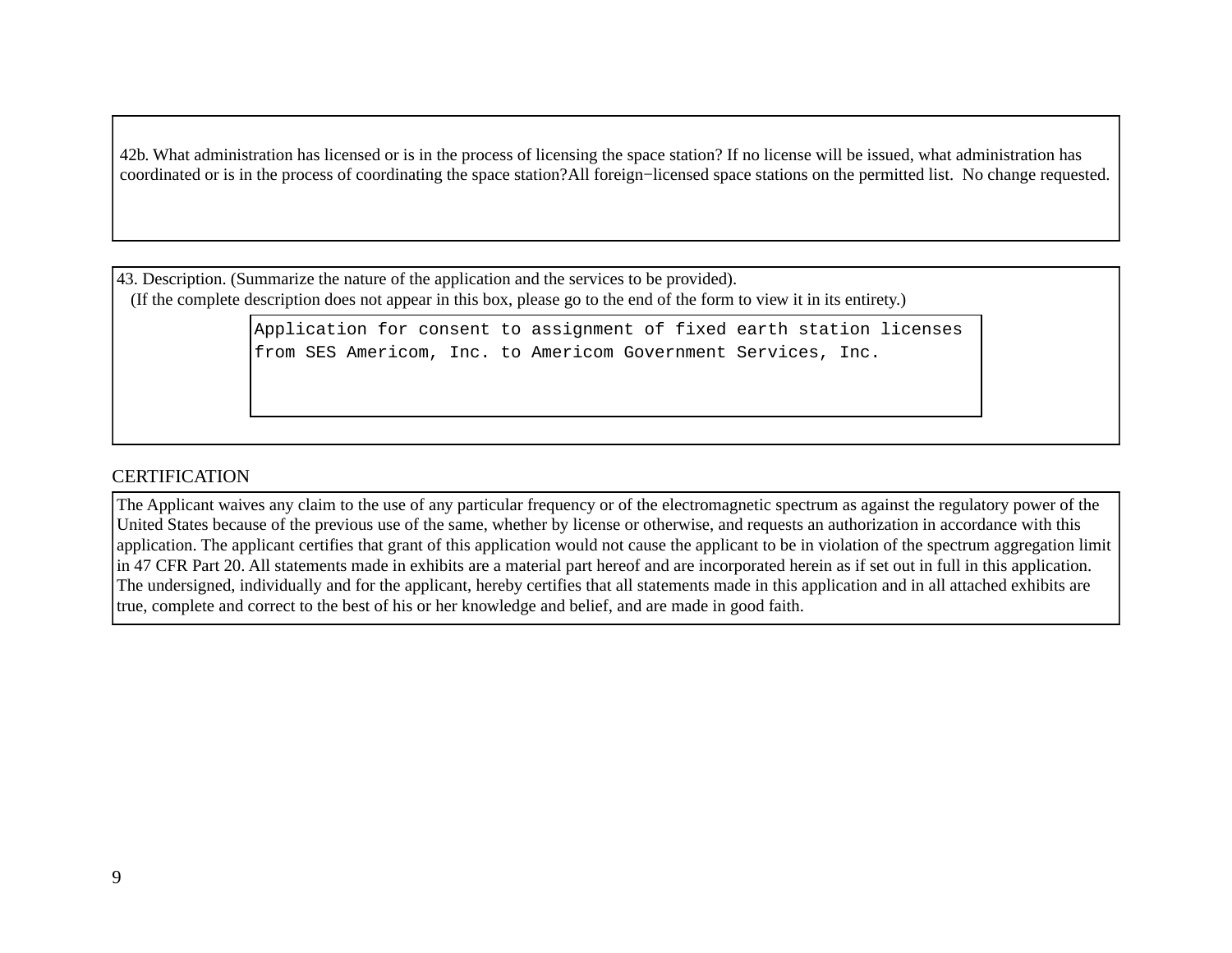42b. What administration has licensed or is in the process of licensing the space station? If no license will be issued, what administration has coordinated or is in the process of coordinating the space station?All foreign−licensed space stations on the permitted list.  No change requested.

43. Description. (Summarize the nature of the application and the services to be provided).
(If the complete description does not appear in this box, please go to the end of the form to view it in its entirety.)

```
Application for consent to assignment of fixed earth station licenses
from SES Americom, Inc. to Americom Government Services, Inc.
```

## CERTIFICATION

The Applicant waives any claim to the use of any particular frequency or of the electromagnetic spectrum as against the regulatory power of the United States because of the previous use of the same, whether by license or otherwise, and requests an authorization in accordance with this application. The applicant certifies that grant of this application would not cause the applicant to be in violation of the spectrum aggregation limit in 47 CFR Part 20. All statements made in exhibits are a material part hereof and are incorporated herein as if set out in full in this application. The undersigned, individually and for the applicant, hereby certifies that all statements made in this application and in all attached exhibits are true, complete and correct to the best of his or her knowledge and belief, and are made in good faith.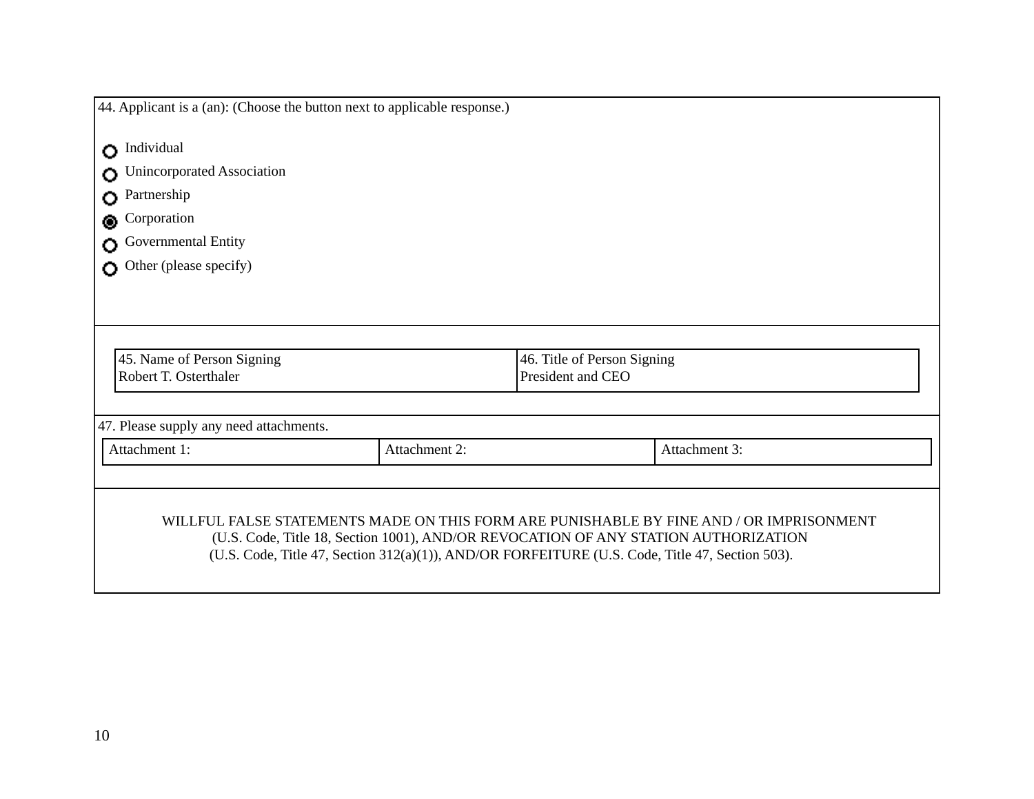44. Applicant is a (an): (Choose the button next to applicable response.)

- ○ Individual
- ○ Unincorporated Association
- ○ Partnership
- ◉ Corporation
- ○ Governmental Entity
- ○ Other (please specify)

| 45. Name of Person Signing | 46. Title of Person Signing |
|---|---|
| Robert T. Osterthaler | President and CEO |

47. Please supply any need attachments.

| Attachment 1: | Attachment 2: | Attachment 3: |
|---|---|---|

WILLFUL FALSE STATEMENTS MADE ON THIS FORM ARE PUNISHABLE BY FINE AND / OR IMPRISONMENT (U.S. Code, Title 18, Section 1001), AND/OR REVOCATION OF ANY STATION AUTHORIZATION (U.S. Code, Title 47, Section 312(a)(1)), AND/OR FORFEITURE (U.S. Code, Title 47, Section 503).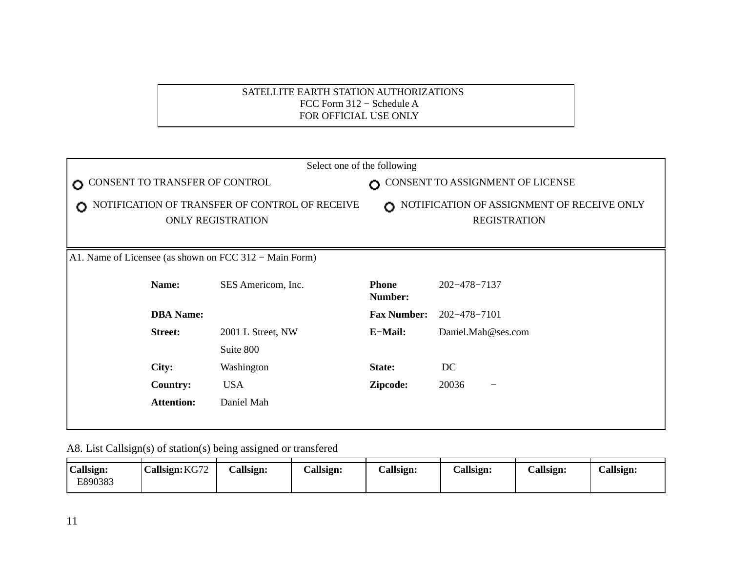SATELLITE EARTH STATION AUTHORIZATIONS
FCC Form 312 − Schedule A
FOR OFFICIAL USE ONLY

| Select one of the following | |
|---|---|
| ○ CONSENT TO TRANSFER OF CONTROL | ○ CONSENT TO ASSIGNMENT OF LICENSE |
| ○ NOTIFICATION OF TRANSFER OF CONTROL OF RECEIVE ONLY REGISTRATION | ○ NOTIFICATION OF ASSIGNMENT OF RECEIVE ONLY REGISTRATION |

A1. Name of Licensee (as shown on FCC 312 − Main Form)

| | | | |
|---|---|---|---|
| **Name:** | SES Americom, Inc. | **Phone Number:** | 202−478−7137 |
| **DBA Name:** | | **Fax Number:** | 202−478−7101 |
| **Street:** | 2001 L Street, NW<br>Suite 800 | **E−Mail:** | Daniel.Mah@ses.com |
| **City:** | Washington | **State:** | DC |
| **Country:** | USA | **Zipcode:** | 20036 − |
| **Attention:** | Daniel Mah | | |

A8. List Callsign(s) of station(s) being assigned or transfered

| Callsign: | Callsign: | Callsign: | Callsign: | Callsign: | Callsign: | Callsign: | Callsign: |
|---|---|---|---|---|---|---|---|
| E890383 | KG72 | | | | | | |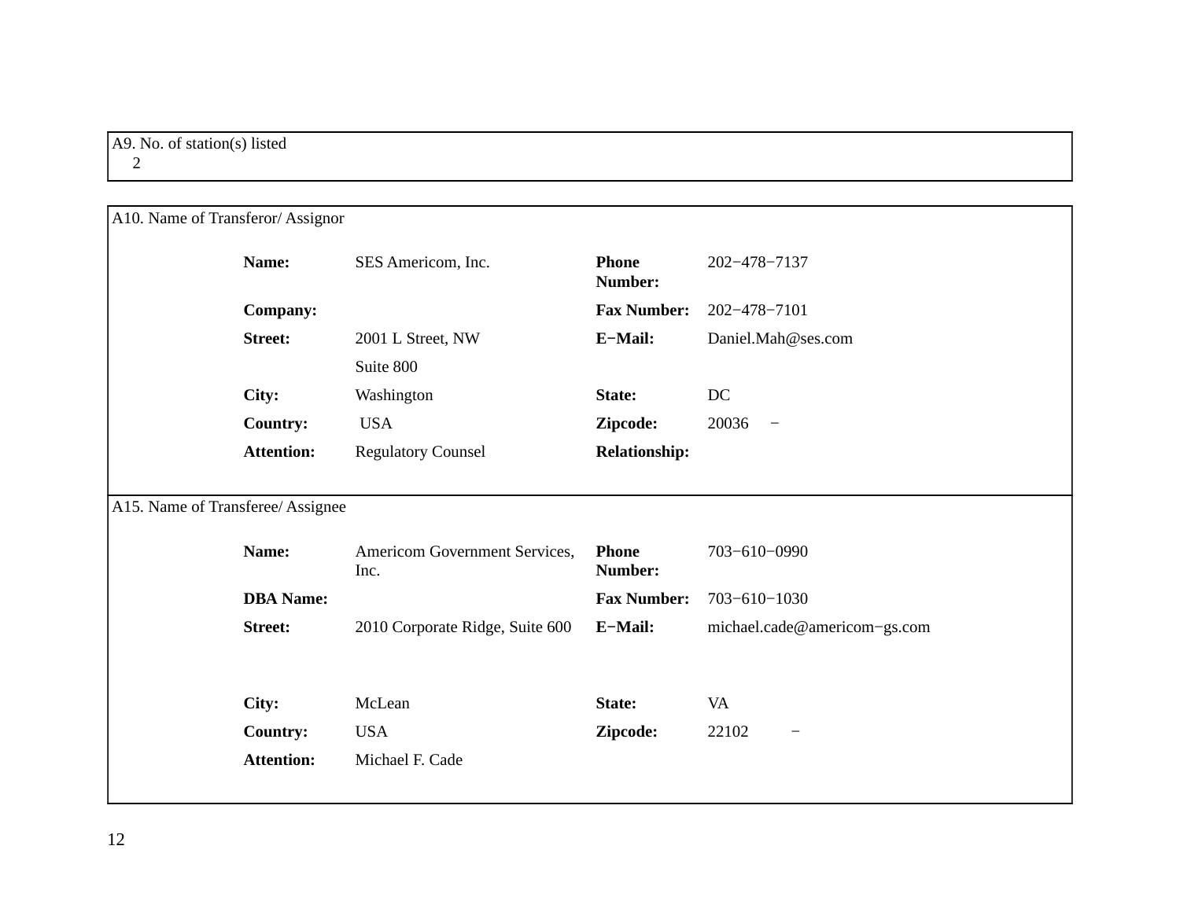A9. No. of station(s) listed
2

A10. Name of Transferor/ Assignor

| | | | |
|---|---|---|---|
| **Name:** | SES Americom, Inc. | **Phone Number:** | 202−478−7137 |
| **Company:** | | **Fax Number:** | 202−478−7101 |
| **Street:** | 2001 L Street, NW<br>Suite 800 | **E−Mail:** | Daniel.Mah@ses.com |
| **City:** | Washington | **State:** | DC |
| **Country:** | USA | **Zipcode:** | 20036 − |
| **Attention:** | Regulatory Counsel | **Relationship:** | |

A15. Name of Transferee/ Assignee

| | | | |
|---|---|---|---|
| **Name:** | Americom Government Services, Inc. | **Phone Number:** | 703−610−0990 |
| **DBA Name:** | | **Fax Number:** | 703−610−1030 |
| **Street:** | 2010 Corporate Ridge, Suite 600 | **E−Mail:** | michael.cade@americom−gs.com |
| **City:** | McLean | **State:** | VA |
| **Country:** | USA | **Zipcode:** | 22102 − |
| **Attention:** | Michael F. Cade | | |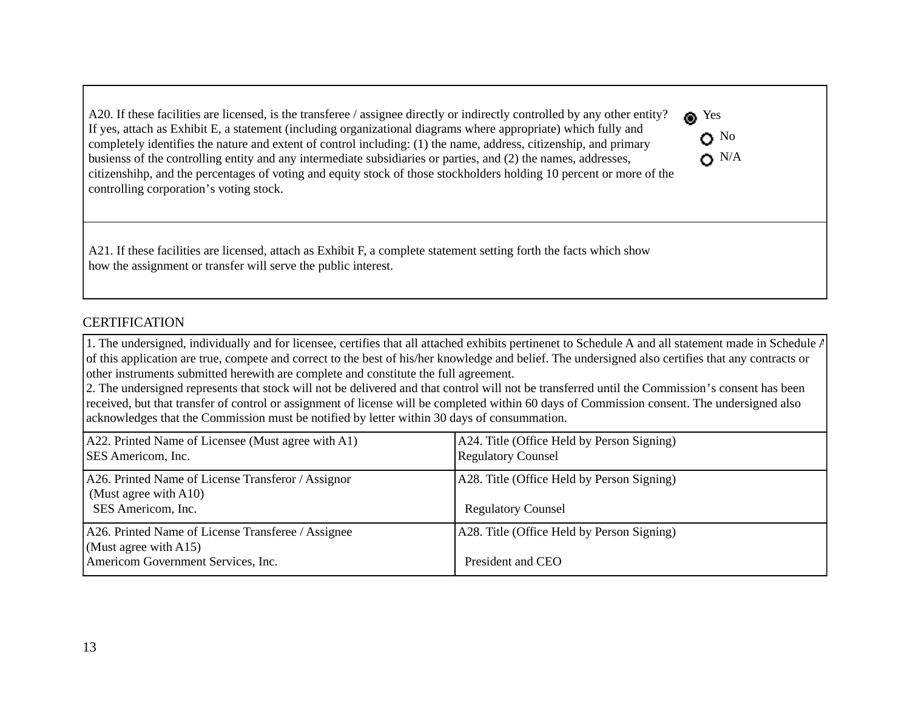| | |
|---|---|
| A20. If these facilities are licensed, is the transferee / assignee directly or indirectly controlled by any other entity? If yes, attach as Exhibit E, a statement (including organizational diagrams where appropriate) which fully and completely identifies the nature and extent of control including: (1) the name, address, citizenship, and primary busienss of the controlling entity and any intermediate subsidiaries or parties, and (2) the names, addresses, citizenshihp, and the percentages of voting and equity stock of those stockholders holding 10 percent or more of the controlling corporation's voting stock. | (●) Yes<br>( ) No<br>( ) N/A |
| A21. If these facilities are licensed, attach as Exhibit F, a complete statement setting forth the facts which show how the assignment or transfer will serve the public interest. | |

CERTIFICATION

1. The undersigned, individually and for licensee, certifies that all attached exhibits pertinenet to Schedule A and all statement made in Schedule A of this application are true, compete and correct to the best of his/her knowledge and belief. The undersigned also certifies that any contracts or other instruments submitted herewith are complete and constitute the full agreement.
2. The undersigned represents that stock will not be delivered and that control will not be transferred until the Commission's consent has been received, but that transfer of control or assignment of license will be completed within 60 days of Commission consent. The undersigned also acknowledges that the Commission must be notified by letter within 30 days of consummation.

| | |
|---|---|
| A22. Printed Name of Licensee (Must agree with A1)<br>SES Americom, Inc. | A24. Title (Office Held by Person Signing)<br>Regulatory Counsel |
| A26. Printed Name of License Transferor / Assignor (Must agree with A10)<br>SES Americom, Inc. | A28. Title (Office Held by Person Signing)<br>Regulatory Counsel |
| A26. Printed Name of License Transferee / Assignee (Must agree with A15)<br>Americom Government Services, Inc. | A28. Title (Office Held by Person Signing)<br>President and CEO |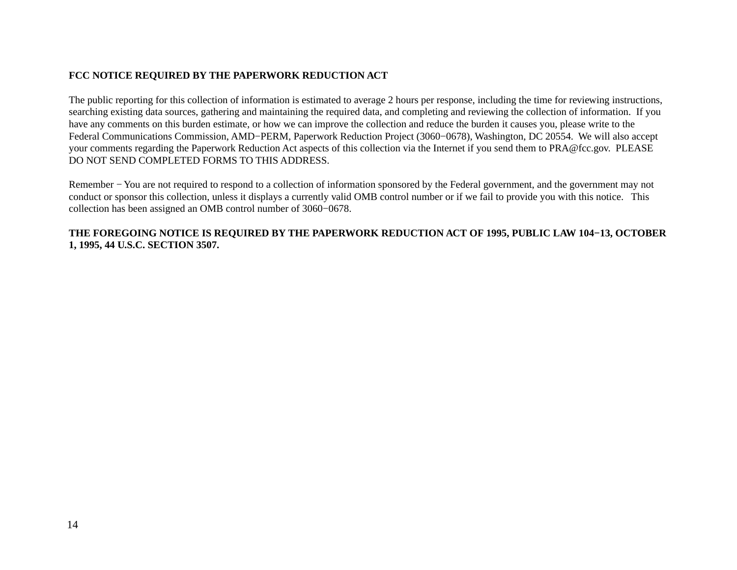**FCC NOTICE REQUIRED BY THE PAPERWORK REDUCTION ACT**

The public reporting for this collection of information is estimated to average 2 hours per response, including the time for reviewing instructions, searching existing data sources, gathering and maintaining the required data, and completing and reviewing the collection of information. If you have any comments on this burden estimate, or how we can improve the collection and reduce the burden it causes you, please write to the Federal Communications Commission, AMD−PERM, Paperwork Reduction Project (3060−0678), Washington, DC 20554. We will also accept your comments regarding the Paperwork Reduction Act aspects of this collection via the Internet if you send them to PRA@fcc.gov. PLEASE DO NOT SEND COMPLETED FORMS TO THIS ADDRESS.

Remember − You are not required to respond to a collection of information sponsored by the Federal government, and the government may not conduct or sponsor this collection, unless it displays a currently valid OMB control number or if we fail to provide you with this notice. This collection has been assigned an OMB control number of 3060−0678.

**THE FOREGOING NOTICE IS REQUIRED BY THE PAPERWORK REDUCTION ACT OF 1995, PUBLIC LAW 104−13, OCTOBER 1, 1995, 44 U.S.C. SECTION 3507.**